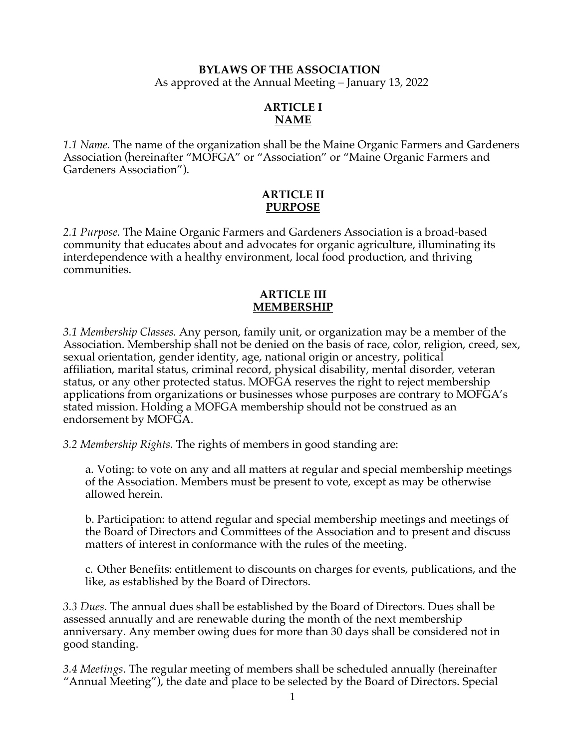# BYLAWS OF THE ASSOCIATION

As approved at the Annual Meeting – January 13, 2022

## ARTICLE I
## NAME

*1.1 Name.* The name of the organization shall be the Maine Organic Farmers and Gardeners Association (hereinafter "MOFGA" or "Association" or "Maine Organic Farmers and Gardeners Association").

## ARTICLE II
## PURPOSE

*2.1 Purpose.* The Maine Organic Farmers and Gardeners Association is a broad-based community that educates about and advocates for organic agriculture, illuminating its interdependence with a healthy environment, local food production, and thriving communities.

## ARTICLE III
## MEMBERSHIP

*3.1 Membership Classes.* Any person, family unit, or organization may be a member of the Association. Membership shall not be denied on the basis of race, color, religion, creed, sex, sexual orientation, gender identity, age, national origin or ancestry, political affiliation, marital status, criminal record, physical disability, mental disorder, veteran status, or any other protected status. MOFGA reserves the right to reject membership applications from organizations or businesses whose purposes are contrary to MOFGA's stated mission. Holding a MOFGA membership should not be construed as an endorsement by MOFGA.

*3.2 Membership Rights.* The rights of members in good standing are:

a. Voting: to vote on any and all matters at regular and special membership meetings of the Association. Members must be present to vote, except as may be otherwise allowed herein.

b. Participation: to attend regular and special membership meetings and meetings of the Board of Directors and Committees of the Association and to present and discuss matters of interest in conformance with the rules of the meeting.

c. Other Benefits: entitlement to discounts on charges for events, publications, and the like, as established by the Board of Directors.

*3.3 Dues*. The annual dues shall be established by the Board of Directors. Dues shall be assessed annually and are renewable during the month of the next membership anniversary. Any member owing dues for more than 30 days shall be considered not in good standing.

*3.4 Meetings*. The regular meeting of members shall be scheduled annually (hereinafter "Annual Meeting"), the date and place to be selected by the Board of Directors. Special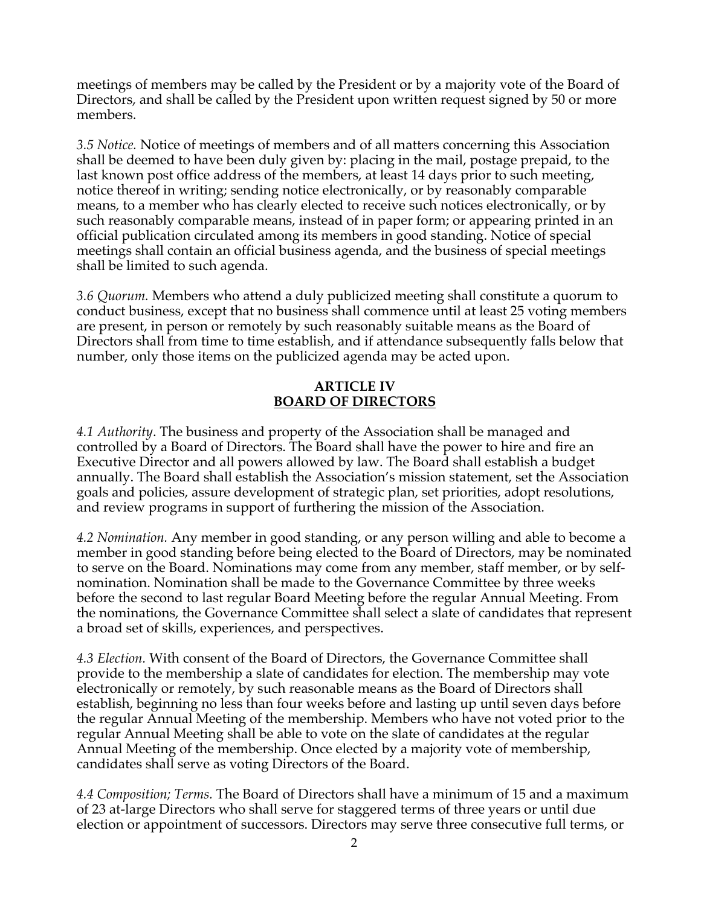meetings of members may be called by the President or by a majority vote of the Board of Directors, and shall be called by the President upon written request signed by 50 or more members.

*3.5 Notice.* Notice of meetings of members and of all matters concerning this Association shall be deemed to have been duly given by: placing in the mail, postage prepaid, to the last known post office address of the members, at least 14 days prior to such meeting, notice thereof in writing; sending notice electronically, or by reasonably comparable means, to a member who has clearly elected to receive such notices electronically, or by such reasonably comparable means, instead of in paper form; or appearing printed in an official publication circulated among its members in good standing. Notice of special meetings shall contain an official business agenda, and the business of special meetings shall be limited to such agenda.

*3.6 Quorum.* Members who attend a duly publicized meeting shall constitute a quorum to conduct business, except that no business shall commence until at least 25 voting members are present, in person or remotely by such reasonably suitable means as the Board of Directors shall from time to time establish, and if attendance subsequently falls below that number, only those items on the publicized agenda may be acted upon.

## ARTICLE IV
## BOARD OF DIRECTORS

*4.1 Authority*. The business and property of the Association shall be managed and controlled by a Board of Directors. The Board shall have the power to hire and fire an Executive Director and all powers allowed by law. The Board shall establish a budget annually. The Board shall establish the Association's mission statement, set the Association goals and policies, assure development of strategic plan, set priorities, adopt resolutions, and review programs in support of furthering the mission of the Association.

*4.2 Nomination.* Any member in good standing, or any person willing and able to become a member in good standing before being elected to the Board of Directors, may be nominated to serve on the Board. Nominations may come from any member, staff member, or by self-nomination. Nomination shall be made to the Governance Committee by three weeks before the second to last regular Board Meeting before the regular Annual Meeting. From the nominations, the Governance Committee shall select a slate of candidates that represent a broad set of skills, experiences, and perspectives.

*4.3 Election.* With consent of the Board of Directors, the Governance Committee shall provide to the membership a slate of candidates for election. The membership may vote electronically or remotely, by such reasonable means as the Board of Directors shall establish, beginning no less than four weeks before and lasting up until seven days before the regular Annual Meeting of the membership. Members who have not voted prior to the regular Annual Meeting shall be able to vote on the slate of candidates at the regular Annual Meeting of the membership. Once elected by a majority vote of membership, candidates shall serve as voting Directors of the Board.

*4.4 Composition; Terms.* The Board of Directors shall have a minimum of 15 and a maximum of 23 at-large Directors who shall serve for staggered terms of three years or until due election or appointment of successors. Directors may serve three consecutive full terms, or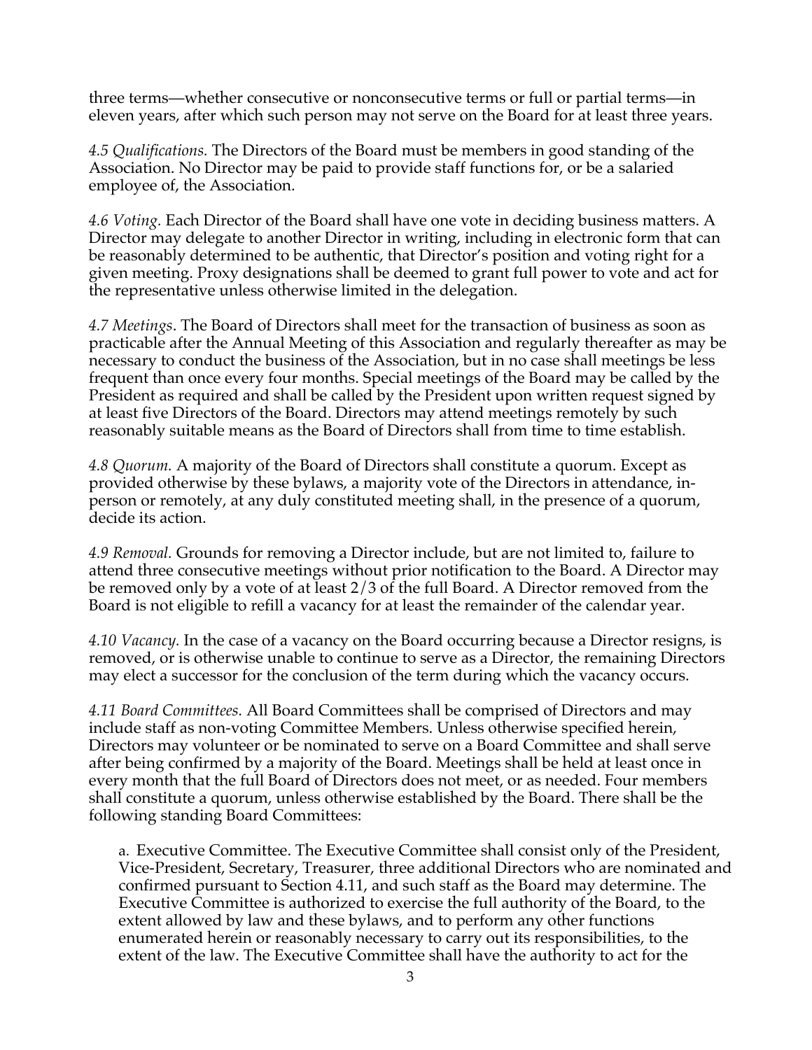three terms—whether consecutive or nonconsecutive terms or full or partial terms—in eleven years, after which such person may not serve on the Board for at least three years.

*4.5 Qualifications.* The Directors of the Board must be members in good standing of the Association. No Director may be paid to provide staff functions for, or be a salaried employee of, the Association.

*4.6 Voting.* Each Director of the Board shall have one vote in deciding business matters. A Director may delegate to another Director in writing, including in electronic form that can be reasonably determined to be authentic, that Director's position and voting right for a given meeting. Proxy designations shall be deemed to grant full power to vote and act for the representative unless otherwise limited in the delegation.

*4.7 Meetings*. The Board of Directors shall meet for the transaction of business as soon as practicable after the Annual Meeting of this Association and regularly thereafter as may be necessary to conduct the business of the Association, but in no case shall meetings be less frequent than once every four months. Special meetings of the Board may be called by the President as required and shall be called by the President upon written request signed by at least five Directors of the Board. Directors may attend meetings remotely by such reasonably suitable means as the Board of Directors shall from time to time establish.

*4.8 Quorum.* A majority of the Board of Directors shall constitute a quorum. Except as provided otherwise by these bylaws, a majority vote of the Directors in attendance, in-person or remotely, at any duly constituted meeting shall, in the presence of a quorum, decide its action.

*4.9 Removal.* Grounds for removing a Director include, but are not limited to, failure to attend three consecutive meetings without prior notification to the Board. A Director may be removed only by a vote of at least 2/3 of the full Board. A Director removed from the Board is not eligible to refill a vacancy for at least the remainder of the calendar year.

*4.10 Vacancy.* In the case of a vacancy on the Board occurring because a Director resigns, is removed, or is otherwise unable to continue to serve as a Director, the remaining Directors may elect a successor for the conclusion of the term during which the vacancy occurs.

*4.11 Board Committees.* All Board Committees shall be comprised of Directors and may include staff as non-voting Committee Members. Unless otherwise specified herein, Directors may volunteer or be nominated to serve on a Board Committee and shall serve after being confirmed by a majority of the Board. Meetings shall be held at least once in every month that the full Board of Directors does not meet, or as needed. Four members shall constitute a quorum, unless otherwise established by the Board. There shall be the following standing Board Committees:

a. Executive Committee. The Executive Committee shall consist only of the President, Vice-President, Secretary, Treasurer, three additional Directors who are nominated and confirmed pursuant to Section 4.11, and such staff as the Board may determine. The Executive Committee is authorized to exercise the full authority of the Board, to the extent allowed by law and these bylaws, and to perform any other functions enumerated herein or reasonably necessary to carry out its responsibilities, to the extent of the law. The Executive Committee shall have the authority to act for the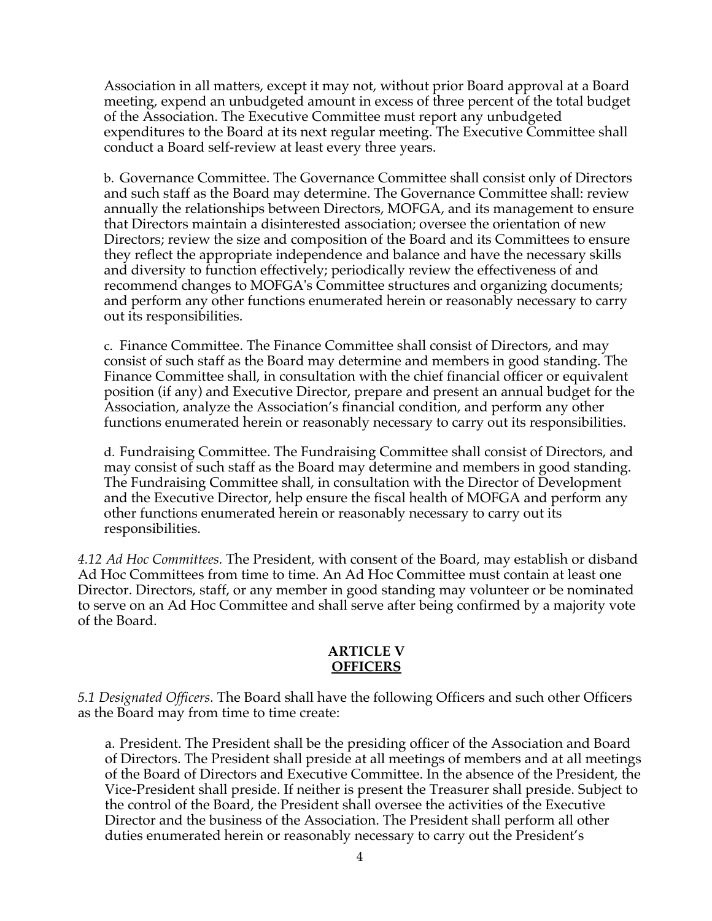Association in all matters, except it may not, without prior Board approval at a Board meeting, expend an unbudgeted amount in excess of three percent of the total budget of the Association. The Executive Committee must report any unbudgeted expenditures to the Board at its next regular meeting. The Executive Committee shall conduct a Board self-review at least every three years.

b. Governance Committee. The Governance Committee shall consist only of Directors and such staff as the Board may determine. The Governance Committee shall: review annually the relationships between Directors, MOFGA, and its management to ensure that Directors maintain a disinterested association; oversee the orientation of new Directors; review the size and composition of the Board and its Committees to ensure they reflect the appropriate independence and balance and have the necessary skills and diversity to function effectively; periodically review the effectiveness of and recommend changes to MOFGA's Committee structures and organizing documents; and perform any other functions enumerated herein or reasonably necessary to carry out its responsibilities.

c. Finance Committee. The Finance Committee shall consist of Directors, and may consist of such staff as the Board may determine and members in good standing. The Finance Committee shall, in consultation with the chief financial officer or equivalent position (if any) and Executive Director, prepare and present an annual budget for the Association, analyze the Association's financial condition, and perform any other functions enumerated herein or reasonably necessary to carry out its responsibilities.

d. Fundraising Committee. The Fundraising Committee shall consist of Directors, and may consist of such staff as the Board may determine and members in good standing. The Fundraising Committee shall, in consultation with the Director of Development and the Executive Director, help ensure the fiscal health of MOFGA and perform any other functions enumerated herein or reasonably necessary to carry out its responsibilities.

*4.12 Ad Hoc Committees.* The President, with consent of the Board, may establish or disband Ad Hoc Committees from time to time. An Ad Hoc Committee must contain at least one Director. Directors, staff, or any member in good standing may volunteer or be nominated to serve on an Ad Hoc Committee and shall serve after being confirmed by a majority vote of the Board.

## ARTICLE V
## OFFICERS

*5.1 Designated Officers.* The Board shall have the following Officers and such other Officers as the Board may from time to time create:

a. President. The President shall be the presiding officer of the Association and Board of Directors. The President shall preside at all meetings of members and at all meetings of the Board of Directors and Executive Committee. In the absence of the President, the Vice-President shall preside. If neither is present the Treasurer shall preside. Subject to the control of the Board, the President shall oversee the activities of the Executive Director and the business of the Association. The President shall perform all other duties enumerated herein or reasonably necessary to carry out the President's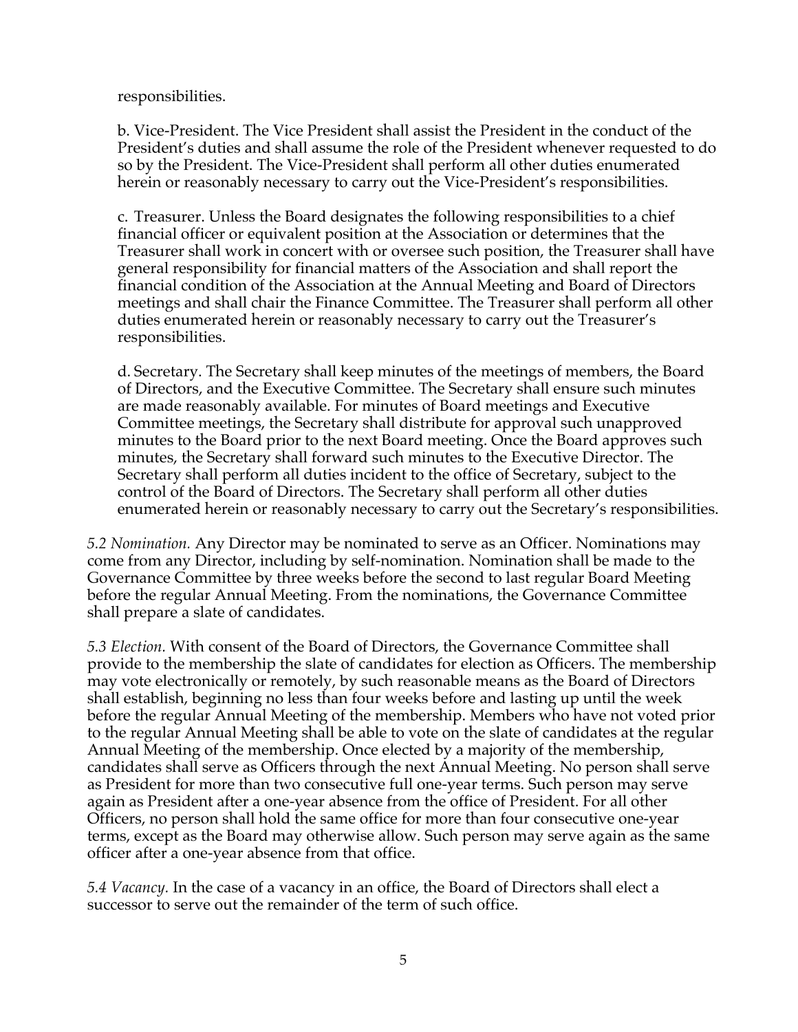responsibilities.

b. Vice-President. The Vice President shall assist the President in the conduct of the President's duties and shall assume the role of the President whenever requested to do so by the President. The Vice-President shall perform all other duties enumerated herein or reasonably necessary to carry out the Vice-President's responsibilities.

c. Treasurer. Unless the Board designates the following responsibilities to a chief financial officer or equivalent position at the Association or determines that the Treasurer shall work in concert with or oversee such position, the Treasurer shall have general responsibility for financial matters of the Association and shall report the financial condition of the Association at the Annual Meeting and Board of Directors meetings and shall chair the Finance Committee. The Treasurer shall perform all other duties enumerated herein or reasonably necessary to carry out the Treasurer's responsibilities.

d. Secretary. The Secretary shall keep minutes of the meetings of members, the Board of Directors, and the Executive Committee. The Secretary shall ensure such minutes are made reasonably available. For minutes of Board meetings and Executive Committee meetings, the Secretary shall distribute for approval such unapproved minutes to the Board prior to the next Board meeting. Once the Board approves such minutes, the Secretary shall forward such minutes to the Executive Director. The Secretary shall perform all duties incident to the office of Secretary, subject to the control of the Board of Directors. The Secretary shall perform all other duties enumerated herein or reasonably necessary to carry out the Secretary's responsibilities.

*5.2 Nomination.* Any Director may be nominated to serve as an Officer. Nominations may come from any Director, including by self-nomination. Nomination shall be made to the Governance Committee by three weeks before the second to last regular Board Meeting before the regular Annual Meeting. From the nominations, the Governance Committee shall prepare a slate of candidates.

*5.3 Election.* With consent of the Board of Directors, the Governance Committee shall provide to the membership the slate of candidates for election as Officers. The membership may vote electronically or remotely, by such reasonable means as the Board of Directors shall establish, beginning no less than four weeks before and lasting up until the week before the regular Annual Meeting of the membership. Members who have not voted prior to the regular Annual Meeting shall be able to vote on the slate of candidates at the regular Annual Meeting of the membership. Once elected by a majority of the membership, candidates shall serve as Officers through the next Annual Meeting. No person shall serve as President for more than two consecutive full one-year terms. Such person may serve again as President after a one-year absence from the office of President. For all other Officers, no person shall hold the same office for more than four consecutive one-year terms, except as the Board may otherwise allow. Such person may serve again as the same officer after a one-year absence from that office.

*5.4 Vacancy.* In the case of a vacancy in an office, the Board of Directors shall elect a successor to serve out the remainder of the term of such office.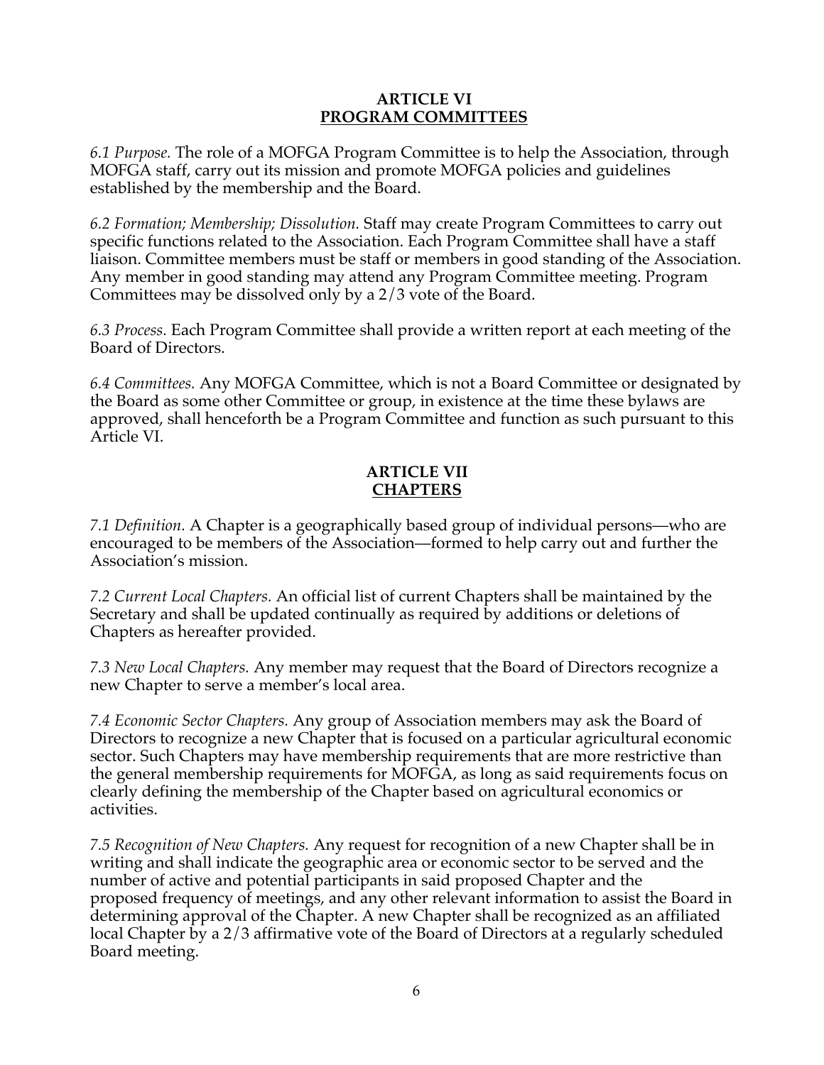## ARTICLE VI
## PROGRAM COMMITTEES

*6.1 Purpose.* The role of a MOFGA Program Committee is to help the Association, through MOFGA staff, carry out its mission and promote MOFGA policies and guidelines established by the membership and the Board.

*6.2 Formation; Membership; Dissolution.* Staff may create Program Committees to carry out specific functions related to the Association. Each Program Committee shall have a staff liaison. Committee members must be staff or members in good standing of the Association. Any member in good standing may attend any Program Committee meeting. Program Committees may be dissolved only by a 2/3 vote of the Board.

*6.3 Process.* Each Program Committee shall provide a written report at each meeting of the Board of Directors.

*6.4 Committees.* Any MOFGA Committee, which is not a Board Committee or designated by the Board as some other Committee or group, in existence at the time these bylaws are approved, shall henceforth be a Program Committee and function as such pursuant to this Article VI.

## ARTICLE VII
## CHAPTERS

*7.1 Definition.* A Chapter is a geographically based group of individual persons—who are encouraged to be members of the Association—formed to help carry out and further the Association's mission.

*7.2 Current Local Chapters.* An official list of current Chapters shall be maintained by the Secretary and shall be updated continually as required by additions or deletions of Chapters as hereafter provided.

*7.3 New Local Chapters.* Any member may request that the Board of Directors recognize a new Chapter to serve a member's local area.

*7.4 Economic Sector Chapters.* Any group of Association members may ask the Board of Directors to recognize a new Chapter that is focused on a particular agricultural economic sector. Such Chapters may have membership requirements that are more restrictive than the general membership requirements for MOFGA, as long as said requirements focus on clearly defining the membership of the Chapter based on agricultural economics or activities.

*7.5 Recognition of New Chapters.* Any request for recognition of a new Chapter shall be in writing and shall indicate the geographic area or economic sector to be served and the number of active and potential participants in said proposed Chapter and the proposed frequency of meetings, and any other relevant information to assist the Board in determining approval of the Chapter. A new Chapter shall be recognized as an affiliated local Chapter by a 2/3 affirmative vote of the Board of Directors at a regularly scheduled Board meeting.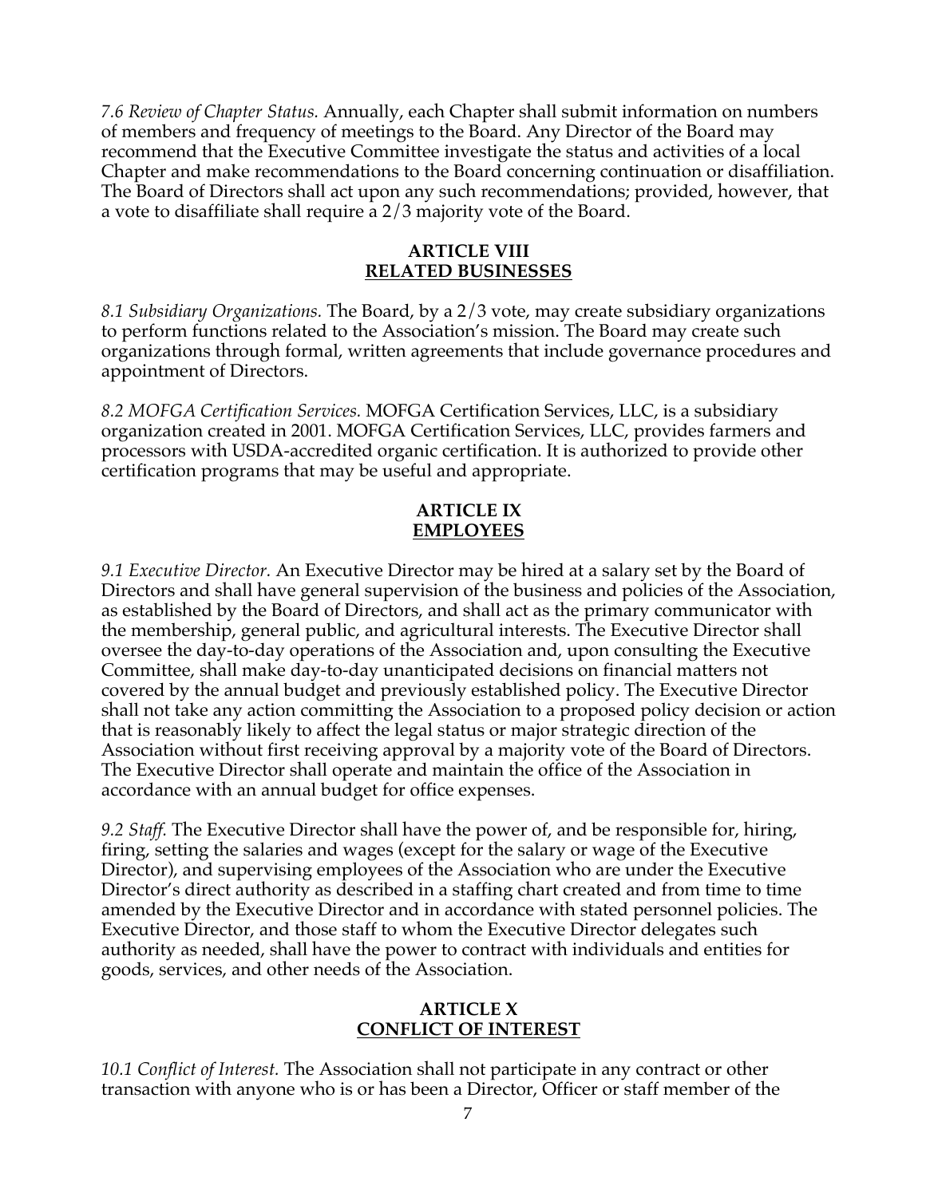*7.6 Review of Chapter Status.* Annually, each Chapter shall submit information on numbers of members and frequency of meetings to the Board. Any Director of the Board may recommend that the Executive Committee investigate the status and activities of a local Chapter and make recommendations to the Board concerning continuation or disaffiliation. The Board of Directors shall act upon any such recommendations; provided, however, that a vote to disaffiliate shall require a 2/3 majority vote of the Board.

## ARTICLE VIII
## RELATED BUSINESSES

*8.1 Subsidiary Organizations.* The Board, by a 2/3 vote, may create subsidiary organizations to perform functions related to the Association's mission. The Board may create such organizations through formal, written agreements that include governance procedures and appointment of Directors.

*8.2 MOFGA Certification Services.* MOFGA Certification Services, LLC, is a subsidiary organization created in 2001. MOFGA Certification Services, LLC, provides farmers and processors with USDA-accredited organic certification. It is authorized to provide other certification programs that may be useful and appropriate.

## ARTICLE IX
## EMPLOYEES

*9.1 Executive Director.* An Executive Director may be hired at a salary set by the Board of Directors and shall have general supervision of the business and policies of the Association, as established by the Board of Directors, and shall act as the primary communicator with the membership, general public, and agricultural interests. The Executive Director shall oversee the day-to-day operations of the Association and, upon consulting the Executive Committee, shall make day-to-day unanticipated decisions on financial matters not covered by the annual budget and previously established policy. The Executive Director shall not take any action committing the Association to a proposed policy decision or action that is reasonably likely to affect the legal status or major strategic direction of the Association without first receiving approval by a majority vote of the Board of Directors. The Executive Director shall operate and maintain the office of the Association in accordance with an annual budget for office expenses.

*9.2 Staff.* The Executive Director shall have the power of, and be responsible for, hiring, firing, setting the salaries and wages (except for the salary or wage of the Executive Director), and supervising employees of the Association who are under the Executive Director's direct authority as described in a staffing chart created and from time to time amended by the Executive Director and in accordance with stated personnel policies. The Executive Director, and those staff to whom the Executive Director delegates such authority as needed, shall have the power to contract with individuals and entities for goods, services, and other needs of the Association.

## ARTICLE X
## CONFLICT OF INTEREST

*10.1 Conflict of Interest.* The Association shall not participate in any contract or other transaction with anyone who is or has been a Director, Officer or staff member of the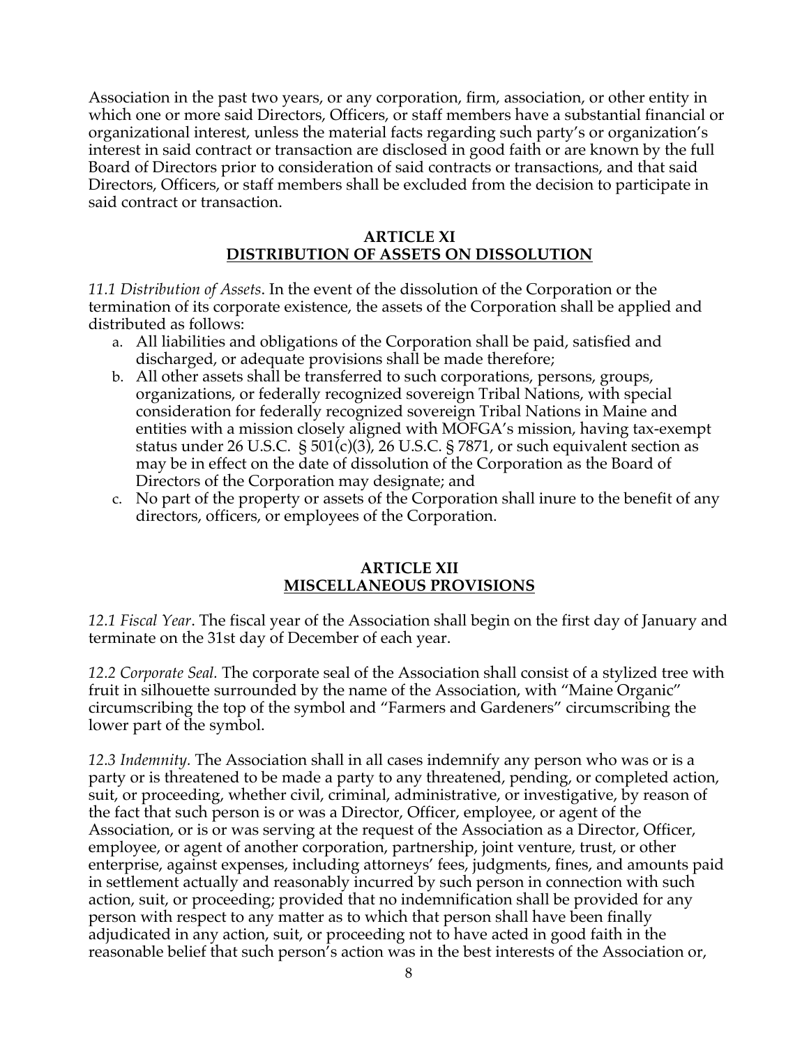Association in the past two years, or any corporation, firm, association, or other entity in which one or more said Directors, Officers, or staff members have a substantial financial or organizational interest, unless the material facts regarding such party's or organization's interest in said contract or transaction are disclosed in good faith or are known by the full Board of Directors prior to consideration of said contracts or transactions, and that said Directors, Officers, or staff members shall be excluded from the decision to participate in said contract or transaction.

## ARTICLE XI
## DISTRIBUTION OF ASSETS ON DISSOLUTION

*11.1 Distribution of Assets*. In the event of the dissolution of the Corporation or the termination of its corporate existence, the assets of the Corporation shall be applied and distributed as follows:

a. All liabilities and obligations of the Corporation shall be paid, satisfied and discharged, or adequate provisions shall be made therefore;
b. All other assets shall be transferred to such corporations, persons, groups, organizations, or federally recognized sovereign Tribal Nations, with special consideration for federally recognized sovereign Tribal Nations in Maine and entities with a mission closely aligned with MOFGA's mission, having tax-exempt status under 26 U.S.C. § 501(c)(3), 26 U.S.C. § 7871, or such equivalent section as may be in effect on the date of dissolution of the Corporation as the Board of Directors of the Corporation may designate; and
c. No part of the property or assets of the Corporation shall inure to the benefit of any directors, officers, or employees of the Corporation.

## ARTICLE XII
## MISCELLANEOUS PROVISIONS

*12.1 Fiscal Year*. The fiscal year of the Association shall begin on the first day of January and terminate on the 31st day of December of each year.

*12.2 Corporate Seal.* The corporate seal of the Association shall consist of a stylized tree with fruit in silhouette surrounded by the name of the Association, with "Maine Organic" circumscribing the top of the symbol and "Farmers and Gardeners" circumscribing the lower part of the symbol.

*12.3 Indemnity.* The Association shall in all cases indemnify any person who was or is a party or is threatened to be made a party to any threatened, pending, or completed action, suit, or proceeding, whether civil, criminal, administrative, or investigative, by reason of the fact that such person is or was a Director, Officer, employee, or agent of the Association, or is or was serving at the request of the Association as a Director, Officer, employee, or agent of another corporation, partnership, joint venture, trust, or other enterprise, against expenses, including attorneys' fees, judgments, fines, and amounts paid in settlement actually and reasonably incurred by such person in connection with such action, suit, or proceeding; provided that no indemnification shall be provided for any person with respect to any matter as to which that person shall have been finally adjudicated in any action, suit, or proceeding not to have acted in good faith in the reasonable belief that such person's action was in the best interests of the Association or,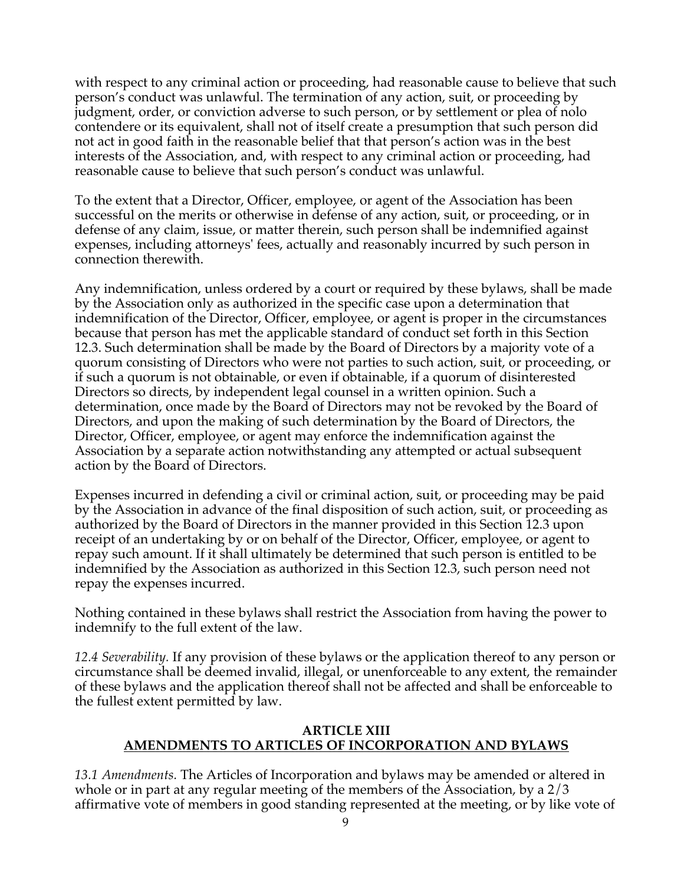with respect to any criminal action or proceeding, had reasonable cause to believe that such person's conduct was unlawful. The termination of any action, suit, or proceeding by judgment, order, or conviction adverse to such person, or by settlement or plea of nolo contendere or its equivalent, shall not of itself create a presumption that such person did not act in good faith in the reasonable belief that that person's action was in the best interests of the Association, and, with respect to any criminal action or proceeding, had reasonable cause to believe that such person's conduct was unlawful.

To the extent that a Director, Officer, employee, or agent of the Association has been successful on the merits or otherwise in defense of any action, suit, or proceeding, or in defense of any claim, issue, or matter therein, such person shall be indemnified against expenses, including attorneys' fees, actually and reasonably incurred by such person in connection therewith.

Any indemnification, unless ordered by a court or required by these bylaws, shall be made by the Association only as authorized in the specific case upon a determination that indemnification of the Director, Officer, employee, or agent is proper in the circumstances because that person has met the applicable standard of conduct set forth in this Section 12.3. Such determination shall be made by the Board of Directors by a majority vote of a quorum consisting of Directors who were not parties to such action, suit, or proceeding, or if such a quorum is not obtainable, or even if obtainable, if a quorum of disinterested Directors so directs, by independent legal counsel in a written opinion. Such a determination, once made by the Board of Directors may not be revoked by the Board of Directors, and upon the making of such determination by the Board of Directors, the Director, Officer, employee, or agent may enforce the indemnification against the Association by a separate action notwithstanding any attempted or actual subsequent action by the Board of Directors.

Expenses incurred in defending a civil or criminal action, suit, or proceeding may be paid by the Association in advance of the final disposition of such action, suit, or proceeding as authorized by the Board of Directors in the manner provided in this Section 12.3 upon receipt of an undertaking by or on behalf of the Director, Officer, employee, or agent to repay such amount. If it shall ultimately be determined that such person is entitled to be indemnified by the Association as authorized in this Section 12.3, such person need not repay the expenses incurred.

Nothing contained in these bylaws shall restrict the Association from having the power to indemnify to the full extent of the law.

*12.4 Severability.* If any provision of these bylaws or the application thereof to any person or circumstance shall be deemed invalid, illegal, or unenforceable to any extent, the remainder of these bylaws and the application thereof shall not be affected and shall be enforceable to the fullest extent permitted by law.

## ARTICLE XIII
## AMENDMENTS TO ARTICLES OF INCORPORATION AND BYLAWS

*13.1 Amendments.* The Articles of Incorporation and bylaws may be amended or altered in whole or in part at any regular meeting of the members of the Association, by a 2/3 affirmative vote of members in good standing represented at the meeting, or by like vote of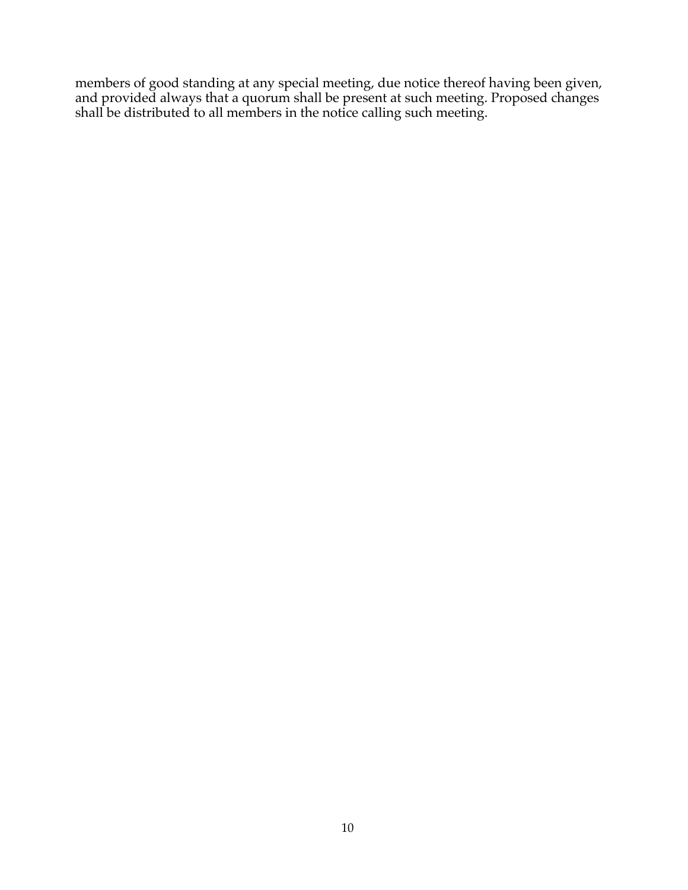members of good standing at any special meeting, due notice thereof having been given, and provided always that a quorum shall be present at such meeting. Proposed changes shall be distributed to all members in the notice calling such meeting.